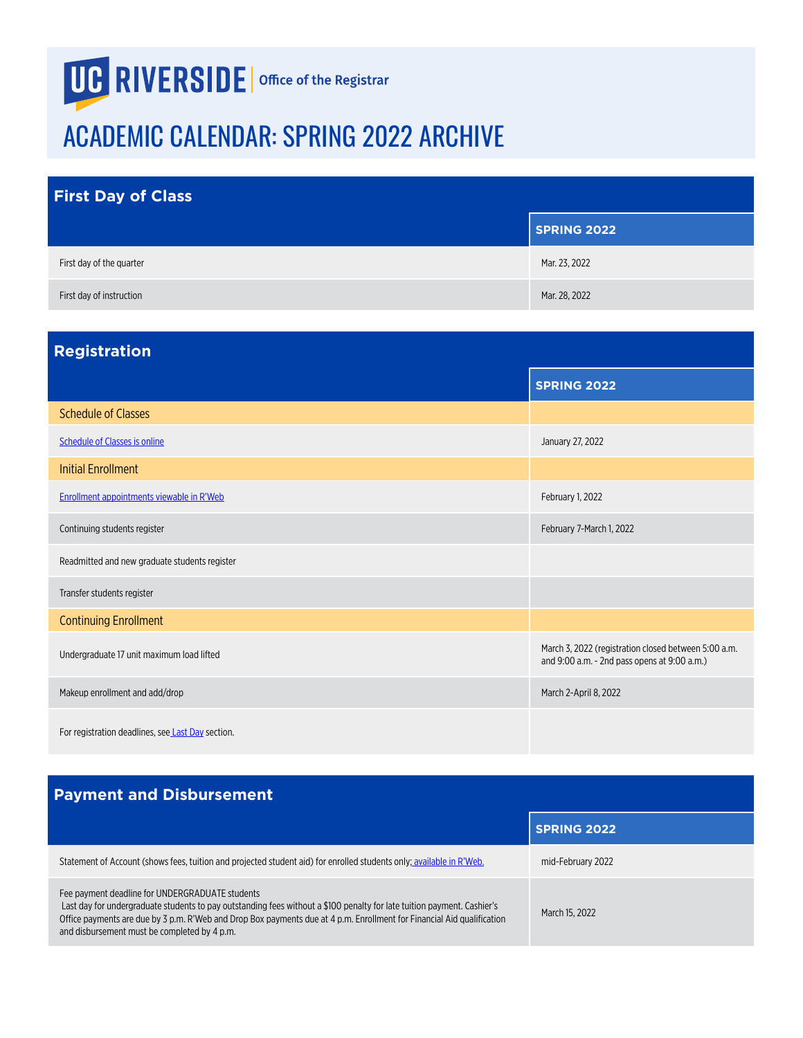UC RIVERSIDE | Office of the Registrar

# ACADEMIC CALENDAR: SPRING 2022 ARCHIVE

## First Day of Class

| | SPRING 2022 |
|---|---|
| First day of the quarter | Mar. 23, 2022 |
| First day of instruction | Mar. 28, 2022 |

## Registration

| | SPRING 2022 |
|---|---|
| **Schedule of Classes** | |
| Schedule of Classes is online | January 27, 2022 |
| **Initial Enrollment** | |
| Enrollment appointments viewable in R'Web | February 1, 2022 |
| Continuing students register | February 7-March 1, 2022 |
| Readmitted and new graduate students register | |
| Transfer students register | |
| **Continuing Enrollment** | |
| Undergraduate 17 unit maximum load lifted | March 3, 2022 (registration closed between 5:00 a.m. and 9:00 a.m. - 2nd pass opens at 9:00 a.m.) |
| Makeup enrollment and add/drop | March 2-April 8, 2022 |
| For registration deadlines, see Last Day section. | |

## Payment and Disbursement

| | SPRING 2022 |
|---|---|
| Statement of Account (shows fees, tuition and projected student aid) for enrolled students only; available in R'Web. | mid-February 2022 |
| Fee payment deadline for UNDERGRADUATE students<br>Last day for undergraduate students to pay outstanding fees without a $100 penalty for late tuition payment. Cashier's Office payments are due by 3 p.m. R'Web and Drop Box payments due at 4 p.m. Enrollment for Financial Aid qualification and disbursement must be completed by 4 p.m. | March 15, 2022 |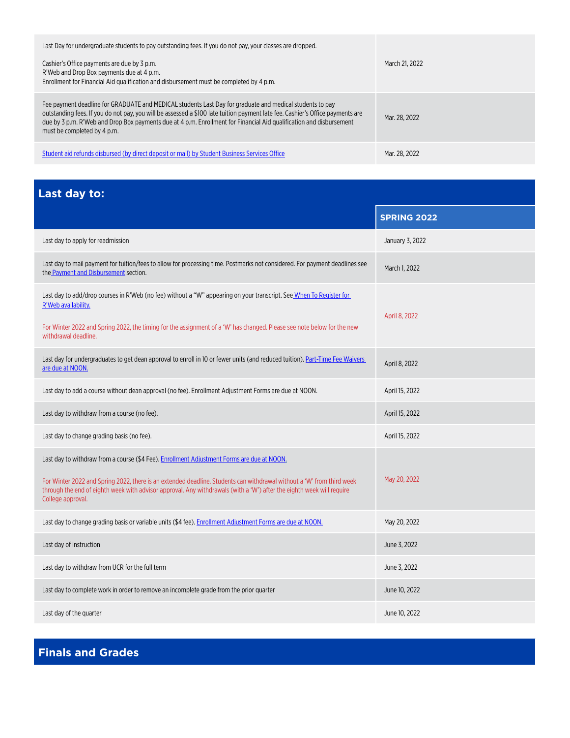| | |
|---|---|
| Last Day for undergraduate students to pay outstanding fees. If you do not pay, your classes are dropped.<br><br>Cashier's Office payments are due by 3 p.m.<br>R'Web and Drop Box payments due at 4 p.m.<br>Enrollment for Financial Aid qualification and disbursement must be completed by 4 p.m. | March 21, 2022 |
| Fee payment deadline for GRADUATE and MEDICAL students Last Day for graduate and medical students to pay outstanding fees. If you do not pay, you will be assessed a $100 late tuition payment late fee. Cashier's Office payments are due by 3 p.m. R'Web and Drop Box payments due at 4 p.m. Enrollment for Financial Aid qualification and disbursement must be completed by 4 p.m. | Mar. 28, 2022 |
| Student aid refunds disbursed (by direct deposit or mail) by Student Business Services Office | Mar. 28, 2022 |

## Last day to:

| | SPRING 2022 |
|---|---|
| Last day to apply for readmission | January 3, 2022 |
| Last day to mail payment for tuition/fees to allow for processing time. Postmarks not considered. For payment deadlines see the Payment and Disbursement section. | March 1, 2022 |
| Last day to add/drop courses in R'Web (no fee) without a "W" appearing on your transcript. See When To Register for R'Web availability.<br><br>For Winter 2022 and Spring 2022, the timing for the assignment of a 'W' has changed. Please see note below for the new withdrawal deadline. | April 8, 2022 |
| Last day for undergraduates to get dean approval to enroll in 10 or fewer units (and reduced tuition). Part-Time Fee Waivers are due at NOON. | April 8, 2022 |
| Last day to add a course without dean approval (no fee). Enrollment Adjustment Forms are due at NOON. | April 15, 2022 |
| Last day to withdraw from a course (no fee). | April 15, 2022 |
| Last day to change grading basis (no fee). | April 15, 2022 |
| Last day to withdraw from a course ($4 Fee). Enrollment Adjustment Forms are due at NOON.<br><br>For Winter 2022 and Spring 2022, there is an extended deadline. Students can withdrawal without a 'W' from third week through the end of eighth week with advisor approval. Any withdrawals (with a 'W') after the eighth week will require College approval. | May 20, 2022 |
| Last day to change grading basis or variable units ($4 fee). Enrollment Adjustment Forms are due at NOON. | May 20, 2022 |
| Last day of instruction | June 3, 2022 |
| Last day to withdraw from UCR for the full term | June 3, 2022 |
| Last day to complete work in order to remove an incomplete grade from the prior quarter | June 10, 2022 |
| Last day of the quarter | June 10, 2022 |

## Finals and Grades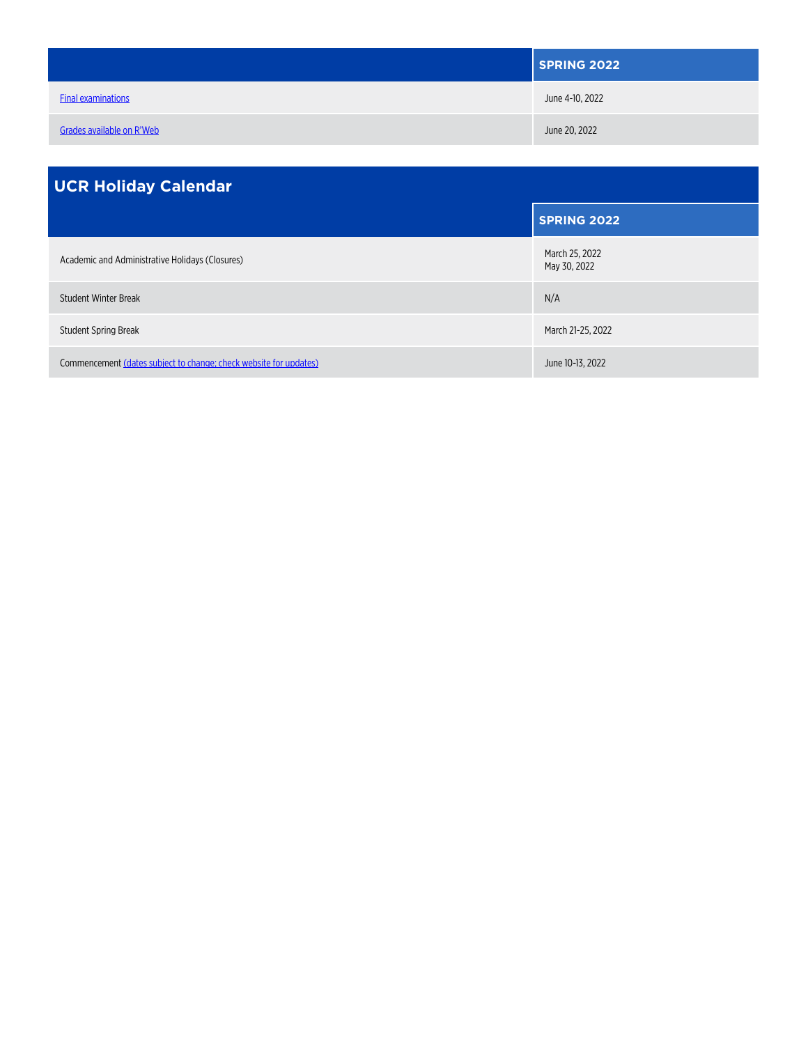| | SPRING 2022 |
|---|---|
| Final examinations | June 4-10, 2022 |
| Grades available on R'Web | June 20, 2022 |

## UCR Holiday Calendar

| | SPRING 2022 |
|---|---|
| Academic and Administrative Holidays (Closures) | March 25, 2022<br>May 30, 2022 |
| Student Winter Break | N/A |
| Student Spring Break | March 21-25, 2022 |
| Commencement (dates subject to change; check website for updates) | June 10-13, 2022 |